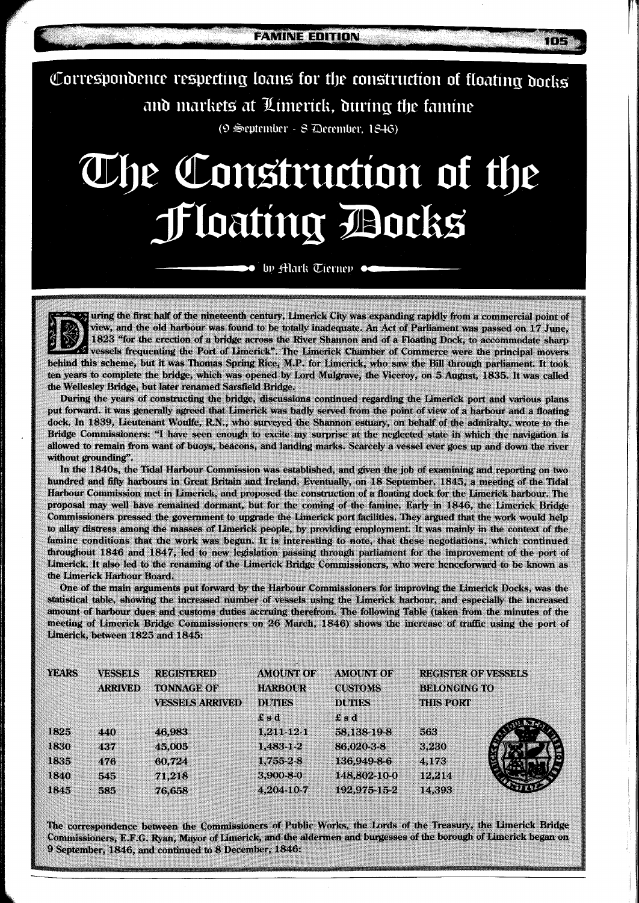Correspondence respecting loans for the construction of floating docks and markets at Limerick, during the famine

(9 September - 8 December, 1846)

# The Construction of the Floating Docks

by Mark Tierney

During the first half of the nineteenth century, Limerick City was expanding rapidly from a commercial point of view, and the old harbour was found to be totally inadequate. An Act of Parliament was passed on 17 June, 1823 "for the erection of a bridge across the River Shannon and of a Floating Dock, to accommodate sharp vessels frequenting the Port of Limerick". The Limerick Chamber of Commerce were the principal movers behind this scheme, but it was Thomas Spring Rice, M.P. for Limerick, who saw the Bill through parliament. It took ten years to complete the bridge, which was opened by Lord Mulgrave, the Viceroy, on 5 August, 1835. It was called the Wellesley Bridge, but later renamed Sarsfield Bridge.

During the years of constructing the bridge, discussions continued regarding the Limerick port and various plans put forward. it was generally agreed that Limerick was badly served from the point of view of a harbour and a floating dock. In 1839, Lieutenant Woulfe, R.N., who surveyed the Shannon estuary, on behalf of the admiralty, wrote to the Bridge Commissioners: "I have seen enough to excite my surprise at the neglected state in which the navigation is allowed to remain from want of buoys, beacons, and landing marks. Scarcely a vessel ever goes up and down the river without grounding".

In the 1840s, the Tidal Harbour Commission was established, and given the job of examining and reporting on two hundred and fifty harbours in Great Britain and Ireland. Eventually, on 18 September, 1845, a meeting of the Tidal Harbour Commission met in Limerick, and proposed the construction of a floating dock for the Limerick harbour. The proposal may well have remained dormant, but for the coming of the famine. Early in 1846, the Limerick Bridge Commissioners pressed the government to upgrade the Limerick port facilities. They argued that the work would help to allay distress among the masses of Limerick people, by providing employment. It was mainly in the context of the famine conditions that the work was begun. It is interesting to note, that these negotiations, which continued throughout 1846 and 1847, led to new legislation passing through parliament for the improvement of the port of Limerick. It also led to the renaming of the Limerick Bridge Commissioners, who were henceforward to be known as the Limerick Harbour Board.

One of the main arguments put forward by the Harbour Commissioners for improving the Limerick Docks, was the statistical table, showing the increased number of vessels using the Limerick harbour, and especially the increased amount of harbour dues and customs duties accruing therefrom. The following Table (taken from the minutes of the meeting of Limerick Bridge Commissioners on 26 March, 1846) shows the increase of traffic using the port of Limerick, between 1825 and 1845:

| YEARS | VESSELS ARRIVED | REGISTERED TONNAGE OF VESSELS ARRIVED | AMOUNT OF HARBOUR DUTIES £ s d | AMOUNT OF CUSTOMS DUTIES £ s d | REGISTER OF VESSELS BELONGING TO THIS PORT |
|---|---|---|---|---|---|
| 1825 | 440 | 46,983 | 1,211-12-1 | 58,138-19-8 | 563 |
| 1830 | 437 | 45,005 | 1,483-1-2 | 86,020-3-8 | 3,230 |
| 1835 | 476 | 60,724 | 1,755-2-8 | 136,949-8-6 | 4,173 |
| 1840 | 545 | 71,218 | 3,900-8-0 | 148,802-10-0 | 12,214 |
| 1845 | 585 | 76,658 | 4,204-10-7 | 192,975-15-2 | 14,393 |

The correspondence between the Commissioners of Public Works, the Lords of the Treasury, the Limerick Bridge Commissioners, E.F.G. Ryan, Mayor of Limerick, and the aldermen and burgesses of the borough of Limerick began on 9 September, 1846, and continued to 8 December, 1846: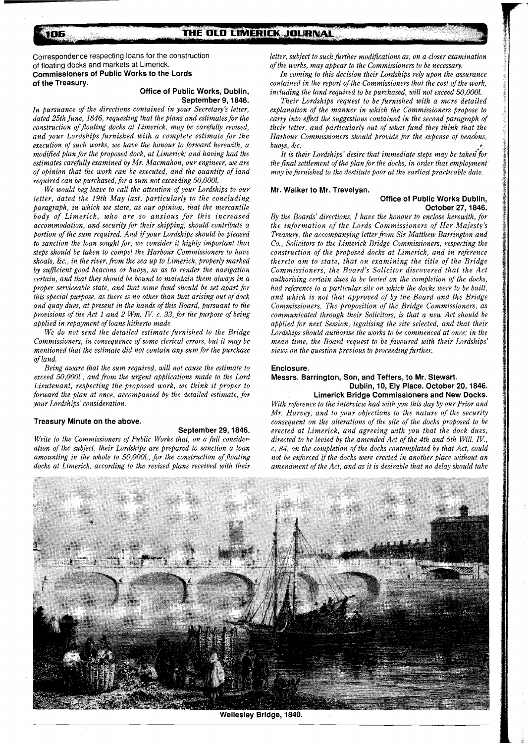Correspondence respecting loans for the construction of floating docks and markets at Limerick.

**Commissioners of Public Works to the Lords of the Treasury.**

**Office of Public Works, Dublin, September 9, 1846.**

*In pursuance of the directions contained in your Secretary's letter, dated 25th June, 1846, requesting that the plans and estimates for the construction of floating docks at Limerick, may be carefully revised, and your Lordships furnished with a complete estimate for the execution of such works, we have the honour to forward herewith, a modified plan for the proposed dock, at Limerick; and having had the estimates carefully examined by Mr. Macmahon, our engineer, we are of opinion that the work can be executed, and the quantity of land required can be purchased, for a sum not exceeding 50,000l.*

*We would beg leave to call the attention of your Lordships to our letter, dated the 19th May last, particularly to the concluding paragraph, in which we state, as our opinion, that the mercantile body of Limerick, who are so anxious for this increased accommodation, and security for their shipping, should contribute a portion of the sum required. And if your Lordships should be pleased to sanction the loan sought for, we consider it highly important that steps should be taken to compel the Harbour Commissioners to have shoals, &c., in the river, from the sea up to Limerick, properly marked by sufficient good beacons or buoys, so as to render the navigation certain, and that they should be bound to maintain them always in a proper serviceable state, and that some fund should be set apart for this special purpose, as there is no other than that arising out of dock and quay dues, at present in the hands of this Board, pursuant to the provisions of the Act 1 and 2 Wm. IV. c. 33, for the purpose of being applied in repayment of loans hitherto made.*

*We do not send the detailed estimate furnished to the Bridge Commissioners, in consequence of some clerical errors, but it may be mentioned that the estimate did not contain any sum for the purchase of land.*

*Being aware that the sum required, will not cause the estimate to exceed 50,000l., and from the urgent applications made to the Lord Lieutenant, respecting the proposed work, we think it proper to forward the plan at once, accompanied by the detailed estimate, for your Lordships' consideration.*

**Treasury Minute on the above.**

**September 29, 1846.**

*Write to the Commissioners of Public Works that, on a full consideration of the subject, their Lordships are prepared to sanction a loan amounting in the whole to 50,000l., for the construction of floating docks at Limerick, according to the revised plans received with their letter, subject to such further modifications as, on a closer examination of the works, may appear to the Commissioners to be necessary.*

*In coming to this decision their Lordships rely upon the assurance contained in the report of the Commissioners that the cost of the work, including the land required to be purchased, will not exceed 50,000l.*

*Their Lordships request to be furnished with a more detailed explanation of the manner in which the Commissioners propose to carry into effect the suggestions contained in the second paragraph of their letter, and particularly out of what fund they think that the Harbour Commissioners should provide for the expense of beacons, buoys, &c.*

*It is their Lordships' desire that immediate steps may be taken for the final settlement of the plan for the docks, in order that employment may be furnished to the destitute poor at the earliest practicable date.*

**Mr. Walker to Mr. Trevelyan.**

**Office of Public Works Dublin, October 27, 1846.**

*By the Boards' directions, I have the honour to enclose herewith, for the information of the Lords Commissioners of Her Majesty's Treasury, the accompanying letter from Sir Matthew Barrington and Co., Solicitors to the Limerick Bridge Commissioners, respecting the construction of the proposed docks at Limerick, and in reference thereto am to state, that on examining the title of the Bridge Commissioners, the Board's Solicitor discovered that the Act authorising certain dues to be levied on the completion of the docks, had reference to a particular site on which the docks were to be built, and which is not that approved of by the Board and the Bridge Commissioners. The proposition of the Bridge Commissioners, as communicated through their Solicitors, is that a new Act should be applied for next Session, legalising the site selected, and that their Lordships should authorise the works to be commenced at once; in the mean time, the Board request to be favoured with their Lordships' views on the question previous to proceeding further.*

**Enclosure.**

**Messrs. Barrington, Son, and Teffers, to Mr. Stewart.**

**Dublin, 10, Ely Place. October 20, 1846.**

**Limerick Bridge Commissioners and New Docks.**

*With reference to the interview had with you this day by our Prior and Mr. Harvey, and to your objections to the nature of the security consequent on the alterations of the site of the docks proposed to be erected at Limerick, and agreeing with you that the dock dues, directed to be levied by the amended Act of the 4th and 5th Will. IV., c, 84, on the completion of the docks contemplated by that Act, could not be enforced if the docks were erected in another place without an amendment of the Act, and as it is desirable that no delay should take*

Wellesley Bridge, 1840.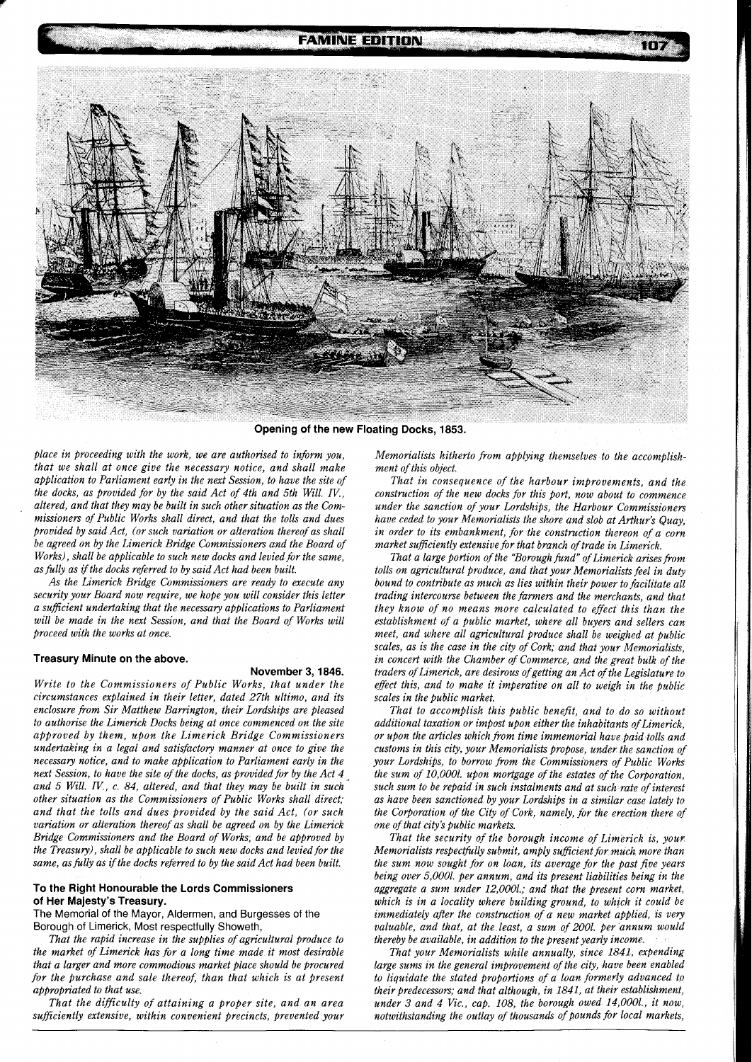Opening of the new Floating Docks, 1853.

*place in proceeding with the work, we are authorised to inform you, that we shall at once give the necessary notice, and shall make application to Parliament early in the next Session, to have the site of the docks, as provided for by the said Act of 4th and 5th Will. IV., altered, and that they may be built in such other situation as the Commissioners of Public Works shall direct, and that the tolls and dues provided by said Act, (or such variation or alteration thereof as shall be agreed on by the Limerick Bridge Commissioners and the Board of Works), shall be applicable to such new docks and levied for the same, as fully as if the docks referred to by said Act had been built.*

*As the Limerick Bridge Commissioners are ready to execute any security your Board now require, we hope you will consider this letter a sufficient undertaking that the necessary applications to Parliament will be made in the next Session, and that the Board of Works will proceed with the works at once.*

### Treasury Minute on the above.

**November 3, 1846.**

*Write to the Commissioners of Public Works, that under the circumstances explained in their letter, dated 27th ultimo, and its enclosure from Sir Matthew Barrington, their Lordships are pleased to authorise the Limerick Docks being at once commenced on the site approved by them, upon the Limerick Bridge Commissioners undertaking in a legal and satisfactory manner at once to give the necessary notice, and to make application to Parliament early in the next Session, to have the site of the docks, as provided for by the Act 4 and 5 Will. IV., c. 84, altered, and that they may be built in such other situation as the Commissioners of Public Works shall direct; and that the tolls and dues provided by the said Act, (or such variation or alteration thereof as shall be agreed on by the Limerick Bridge Commissioners and the Board of Works, and be approved by the Treasury), shall be applicable to such new docks and levied for the same, as fully as if the docks referred to by the said Act had been built.*

### To the Right Honourable the Lords Commissioners of Her Majesty's Treasury.

The Memorial of the Mayor, Aldermen, and Burgesses of the Borough of Limerick, Most respectfully Showeth,

*That the rapid increase in the supplies of agricultural produce to the market of Limerick has for a long time made it most desirable that a larger and more commodious market place should be procured for the purchase and sale thereof, than that which is at present appropriated to that use.*

*That the difficulty of attaining a proper site, and an area sufficiently extensive, within convenient precincts, prevented your Memorialists hitherto from applying themselves to the accomplishment of this object.*

*That in consequence of the harbour improvements, and the construction of the new docks for this port, now about to commence under the sanction of your Lordships, the Harbour Commissioners have ceded to your Memorialists the shore and slob at Arthur's Quay, in order to its embankment, for the construction thereon of a corn market sufficiently extensive for that branch of trade in Limerick.*

*That a large portion of the "Borough fund" of Limerick arises from tolls on agricultural produce, and that your Memorialists feel in duty bound to contribute as much as lies within their power to facilitate all trading intercourse between the farmers and the merchants, and that they know of no means more calculated to effect this than the establishment of a public market, where all buyers and sellers can meet, and where all agricultural produce shall be weighed at public scales, as is the case in the city of Cork; and that your Memorialists, in concert with the Chamber of Commerce, and the great bulk of the traders of Limerick, are desirous of getting an Act of the Legislature to effect this, and to make it imperative on all to weigh in the public scales in the public market.*

*That to accomplish this public benefit, and to do so without additional taxation or impost upon either the inhabitants of Limerick, or upon the articles which from time immemorial have paid tolls and customs in this city, your Memorialists propose, under the sanction of your Lordships, to borrow from the Commissioners of Public Works the sum of 10,000l. upon mortgage of the estates of the Corporation, such sum to be repaid in such instalments and at such rate of interest as have been sanctioned by your Lordships in a similar case lately to the Corporation of the City of Cork, namely, for the erection there of one of that city's public markets.*

*That the security of the borough income of Limerick is, your Memorialists respectfully submit, amply sufficient for much more than the sum now sought for on loan, its average for the past five years being over 5,000l. per annum, and its present liabilities being in the aggregate a sum under 12,000l.; and that the present corn market, which is in a locality where building ground, to which it could be immediately after the construction of a new market applied, is very valuable, and that, at the least, a sum of 200l. per annum would thereby be available, in addition to the present yearly income.*

*That your Memorialists while annually, since 1841, expending large sums in the general improvement of the city, have been enabled to liquidate the stated proportions of a loan formerly advanced to their predecessors; and that although, in 1841, at their establishment, under 3 and 4 Vic., cap. 108, the borough owed 14,000l., it now, notwithstanding the outlay of thousands of pounds for local markets,*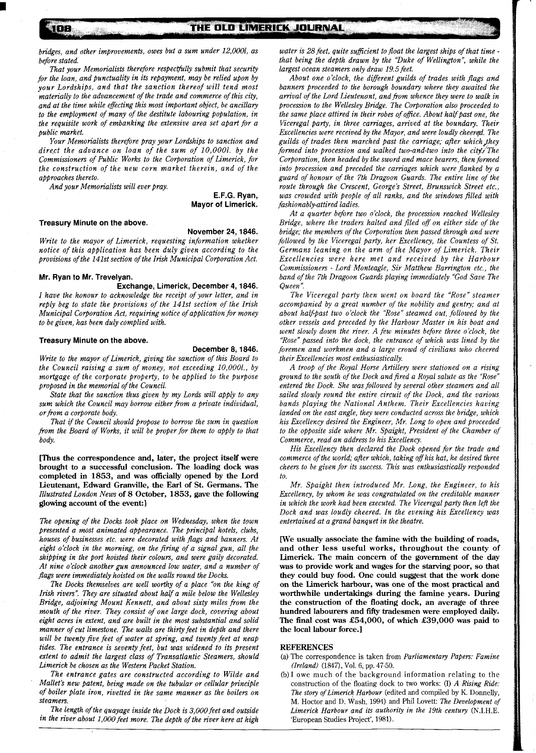*bridges, and other improvements, owes but a sum under 12,000l, as before stated.*

*That your Memorialists therefore respectfully submit that security for the loan, and punctuality in its repayment, may be relied upon by your Lordships, and that the sanction thereof will tend most materially to the advancement of the trade and commerce of this city, and at the time while effecting this most important object, be ancillary to the employment of many of the destitute labouring population, in the requisite work of embanking the extensive area set apart for a public market.*

*Your Memorialists therefore pray your Lordships to sanction and direct the advance on loan of the sum of 10,000l. by the Commissioners of Public Works to the Corporation of Limerick, for the construction of the new corn market therein, and of the approaches thereto.*

*And your Memorialists will ever pray.*

**E.F.G. Ryan,**
**Mayor of Limerick.**

**Treasury Minute on the above.**

**November 24, 1846.**

*Write to the mayor of Limerick, requesting information whether notice of this application has been duly given according to the provisions of the 141st section of the Irish Municipal Corporation Act.*

**Mr. Ryan to Mr. Trevelyan.**

**Exchange, Limerick, December 4, 1846.**

*I have the honour to acknowledge the receipt of your letter, and in reply beg to state the provisions of the 141st section of the Irish Municipal Corporation Act, requiring notice of application for money to be given, has been duly complied with.*

**Treasury Minute on the above.**

**December 8, 1846.**

*Write to the mayor of Limerick, giving the sanction of this Board to the Council raising a sum of money, not exceeding 10,000l., by mortgage of the corporate property, to be applied to the purpose proposed in the memorial of the Council.*

*State that the sanction thus given by my Lords will apply to any sum which the Council may borrow either from a private individual, or from a corporate body.*

*That if the Council should propose to borrow the sum in question from the Board of Works, it will be proper for them to apply to that body.*

**[Thus the correspondence and, later, the project itself were brought to a successful conclusion. The loading dock was completed in 1853, and was officially opened by the Lord Lieutenant, Edward Granville, the Earl of St. Germans. The *Illustrated London News* of 8 October, 1853, gave the following glowing account of the event:]**

*The opening of the Docks took place on Wednesday, when the town presented a most animated appearance. The principal hotels, clubs, houses of businesses etc. were decorated with flags and banners. At eight o'clock in the morning, on the firing of a signal gun, all the shipping in the port hoisted their colours, and were gaily decorated. At nine o'clock another gun announced low water, and a number of flags were immediately hoisted on the walls round the Docks.*

*The Docks themselves are well worthy of a place "on the king of Irish rivers". They are situated about half a mile below the Wellesley Bridge, adjoining Mount Kennett, and about sixty miles from the mouth of the river. They consist of one large dock, covering about eight acres in extent, and are built in the most substantial and solid manner of cut limestone. The walls are thirty feet in depth and there will be twenty five feet of water at spring, and twenty feet at neap tides. The entrance is seventy feet, but was widened to its present extent to admit the largest class of Transatlantic Steamers, should Limerick be chosen as the Western Packet Station.*

*The entrance gates are constructed according to Wilde and Mallet's new patent, being made on the tubular or cellular principle of boiler plate iron, rivetted in the same manner as the boilers on steamers.*

*The length of the quayage inside the Dock is 3,000 feet and outside in the river about 1,000 feet more. The depth of the river here at high water is 28 feet, quite sufficient to float the largest ships of that time - that being the depth drawn by the "Duke of Wellington", while the largest ocean steamers only draw 19.5 feet.*

*About one o'clock, the different guilds of trades with flags and banners proceeded to the borough boundary where they awaited the arrival of the Lord Lieutenant, and from whence they were to walk in procession to the Wellesley Bridge. The Corporation also proceeded to the same place attired in their robes of office. About half past one, the Viceregal party, in three carriages, arrived at the boundary. Their Excellencies were received by the Mayor, and were loudly cheered. The guilds of trades then marched past the carriage; after which they formed into procession and walked two-and-two into the city. The Corporation, then headed by the sword and mace bearers, then formed into procession and preceded the carriages which were flanked by a guard of honour of the 7th Dragoon Guards. The entire line of the route through the Crescent, George's Street, Brunswick Street etc., was crowded with people of all ranks, and the windows filled with fashionably-attired ladies.*

*At a quarter before two o'clock, the procession reached Wellesley Bridge, where the traders halted and filed off on either side of the bridge; the members of the Corporation then passed through and were followed by the Viceregal party, her Excellency, the Countess of St. Germans leaning on the arm of the Mayor of Limerick. Their Excellencies were here met and received by the Harbour Commissioners - Lord Monteagle, Sir Matthew Barrington etc., the band of the 7th Dragoon Guards playing immediately "God Save The Queen".*

*The Viceregal party then went on board the "Rose" steamer accompanied by a great number of the nobility and gentry; and at about half-past two o'clock the "Rose" steamed out, followed by the other vessels and preceded by the Harbour Master in his boat and went slowly down the river. A few minutes before three o'clock, the "Rose" passed into the dock, the entrance of which was lined by the foremen and workmen and a large crowd of civilians who cheered their Excellencies most enthusiastically.*

*A troop of the Royal Horse Artillery were stationed on a rising ground to the south of the Dock and fired a Royal salute as the "Rose" entered the Dock. She was followed by several other steamers and all sailed slowly round the entire circuit of the Dock, and the various bands playing the National Anthem. Their Excellencies having landed on the east angle, they were conducted across the bridge, which his Excellency desired the Engineer, Mr. Long to open and proceeded to the opposite side where Mr. Spaight, President of the Chamber of Commerce, read an address to his Excellency.*

*His Excellency then declared the Dock opened for the trade and commerce of the world; after which, taking off his hat, he desired three cheers to be given for its success. This was enthusiastically responded to.*

*Mr. Spaight then introduced Mr. Long, the Engineer, to his Excellency, by whom he was congratulated on the creditable manner in which the work had been executed. The Viceregal party then left the Dock and was loudly cheered. In the evening his Excellency was entertained at a grand banquet in the theatre.*

**[We usually associate the famine with the building of roads, and other less useful works, throughout the county of Limerick. The main concern of the government of the day was to provide work and wages for the starving poor, so that they could buy food. One could suggest that the work done on the Limerick harbour, was one of the most practical and worthwhile undertakings during the famine years. During the construction of the floating dock, an average of three hundred labourers and fifty tradesmen were employed daily. The final cost was £54,000, of which £39,000 was paid to the local labour force.]**

## REFERENCES

(a) The correspondence is taken from *Parliamentary Papers: Famine (Ireland)* (1847), Vol. 6, pp. 47-50.

(b) I owe much of the background information relating to the construction of the floating dock to two works: (I) *A Rising Ride: The story of Limerick Harbour* (edited and compiled by K. Donnelly, M. Hoctor and D. Wash, 1994) and Phil Lovett: *The Development of Limerick Harbour and its authority in the 19th century* (N.I.H.E. 'European Studies Project', 1981).